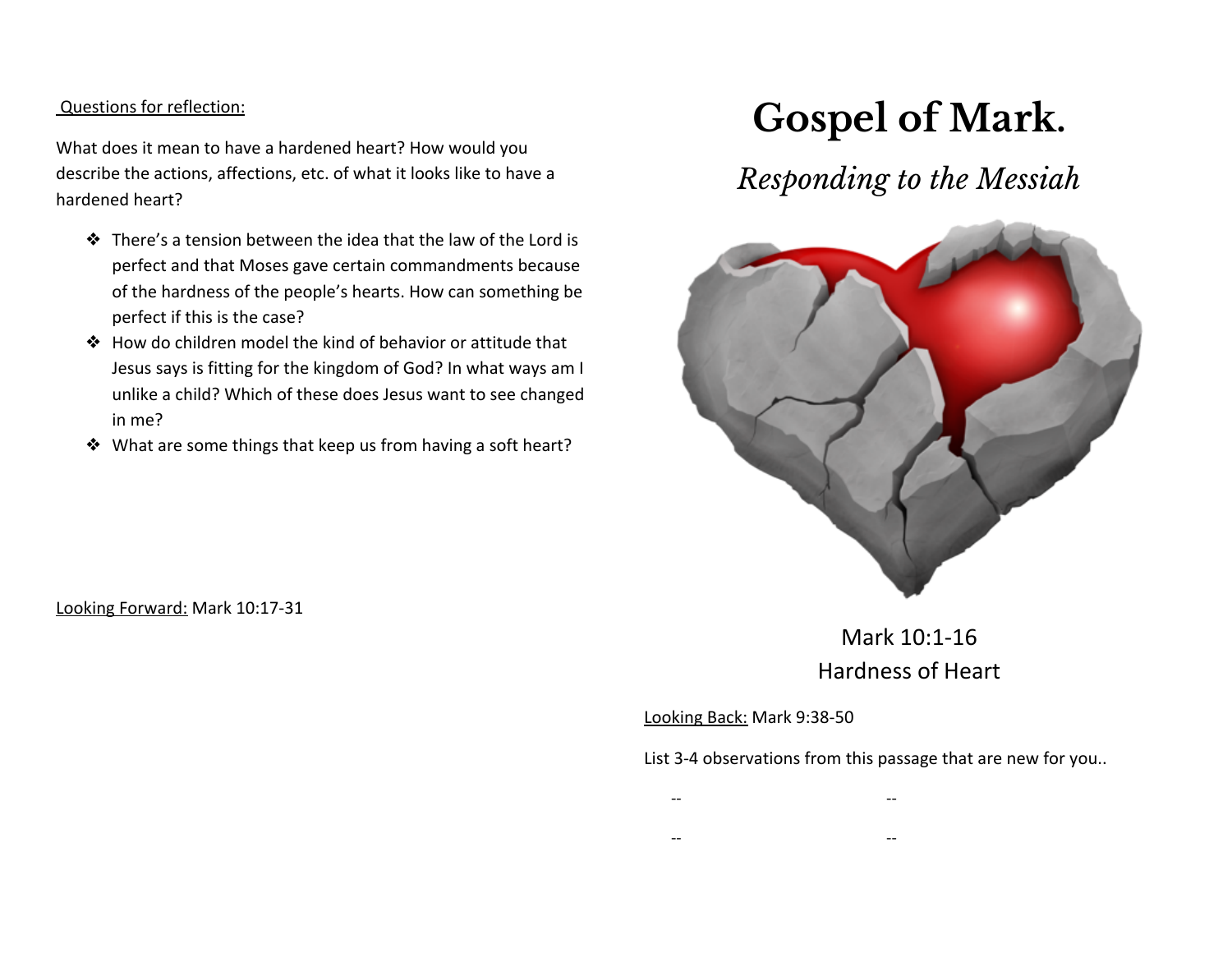Questions for reflection:

What does it mean to have a hardened heart? How would you describe the actions, affections, etc. of what it looks like to have a hardened heart?

- There's a tension between the idea that the law of the Lord is perfect and that Moses gave certain commandments because of the hardness of the people's hearts. How can something be perfect if this is the case?
- How do children model the kind of behavior or attitude that Jesus says is fitting for the kingdom of God? In what ways am I unlike a child? Which of these does Jesus want to see changed in me?
- What are some things that keep us from having a soft heart?

Looking Forward: Mark 10:17-31

# Gospel of Mark.

## *Responding to the Messiah*

Mark 10:1-16
Hardness of Heart

Looking Back: Mark 9:38-50

List 3-4 observations from this passage that are new for you..

-- --

-- --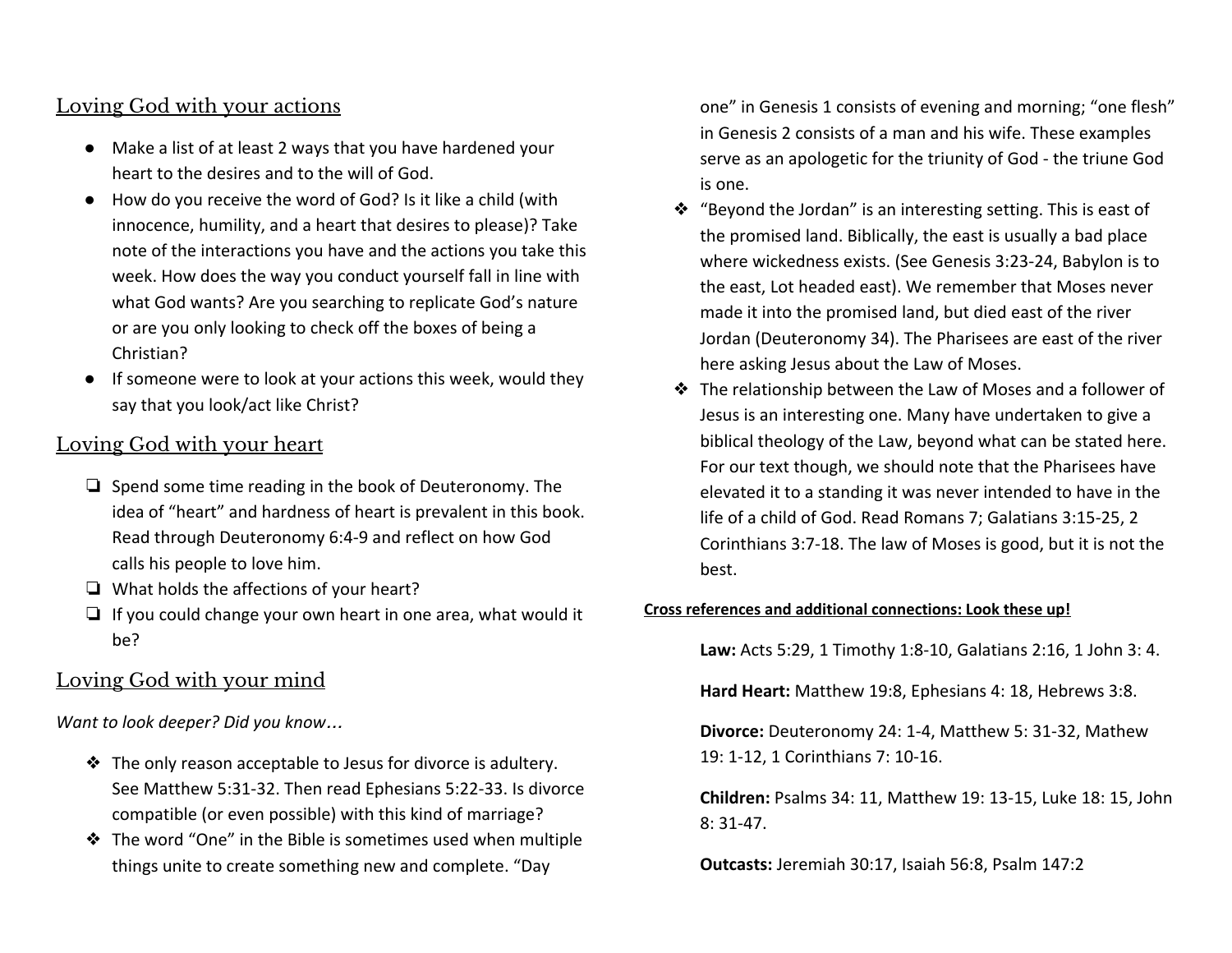## Loving God with your actions

- Make a list of at least 2 ways that you have hardened your heart to the desires and to the will of God.
- How do you receive the word of God? Is it like a child (with innocence, humility, and a heart that desires to please)? Take note of the interactions you have and the actions you take this week. How does the way you conduct yourself fall in line with what God wants? Are you searching to replicate God's nature or are you only looking to check off the boxes of being a Christian?
- If someone were to look at your actions this week, would they say that you look/act like Christ?

## Loving God with your heart

- ❏ Spend some time reading in the book of Deuteronomy. The idea of "heart" and hardness of heart is prevalent in this book. Read through Deuteronomy 6:4-9 and reflect on how God calls his people to love him.
- ❏ What holds the affections of your heart?
- ❏ If you could change your own heart in one area, what would it be?

## Loving God with your mind

*Want to look deeper? Did you know…*

- ❖ The only reason acceptable to Jesus for divorce is adultery. See Matthew 5:31-32. Then read Ephesians 5:22-33. Is divorce compatible (or even possible) with this kind of marriage?
- ❖ The word "One" in the Bible is sometimes used when multiple things unite to create something new and complete. "Day one" in Genesis 1 consists of evening and morning; "one flesh" in Genesis 2 consists of a man and his wife. These examples serve as an apologetic for the triunity of God - the triune God is one.
- ❖ "Beyond the Jordan" is an interesting setting. This is east of the promised land. Biblically, the east is usually a bad place where wickedness exists. (See Genesis 3:23-24, Babylon is to the east, Lot headed east). We remember that Moses never made it into the promised land, but died east of the river Jordan (Deuteronomy 34). The Pharisees are east of the river here asking Jesus about the Law of Moses.
- ❖ The relationship between the Law of Moses and a follower of Jesus is an interesting one. Many have undertaken to give a biblical theology of the Law, beyond what can be stated here. For our text though, we should note that the Pharisees have elevated it to a standing it was never intended to have in the life of a child of God. Read Romans 7; Galatians 3:15-25, 2 Corinthians 3:7-18. The law of Moses is good, but it is not the best.

**Cross references and additional connections: Look these up!**

**Law:** Acts 5:29, 1 Timothy 1:8-10, Galatians 2:16, 1 John 3: 4.

**Hard Heart:** Matthew 19:8, Ephesians 4: 18, Hebrews 3:8.

**Divorce:** Deuteronomy 24: 1-4, Matthew 5: 31-32, Mathew 19: 1-12, 1 Corinthians 7: 10-16.

**Children:** Psalms 34: 11, Matthew 19: 13-15, Luke 18: 15, John 8: 31-47.

**Outcasts:** Jeremiah 30:17, Isaiah 56:8, Psalm 147:2